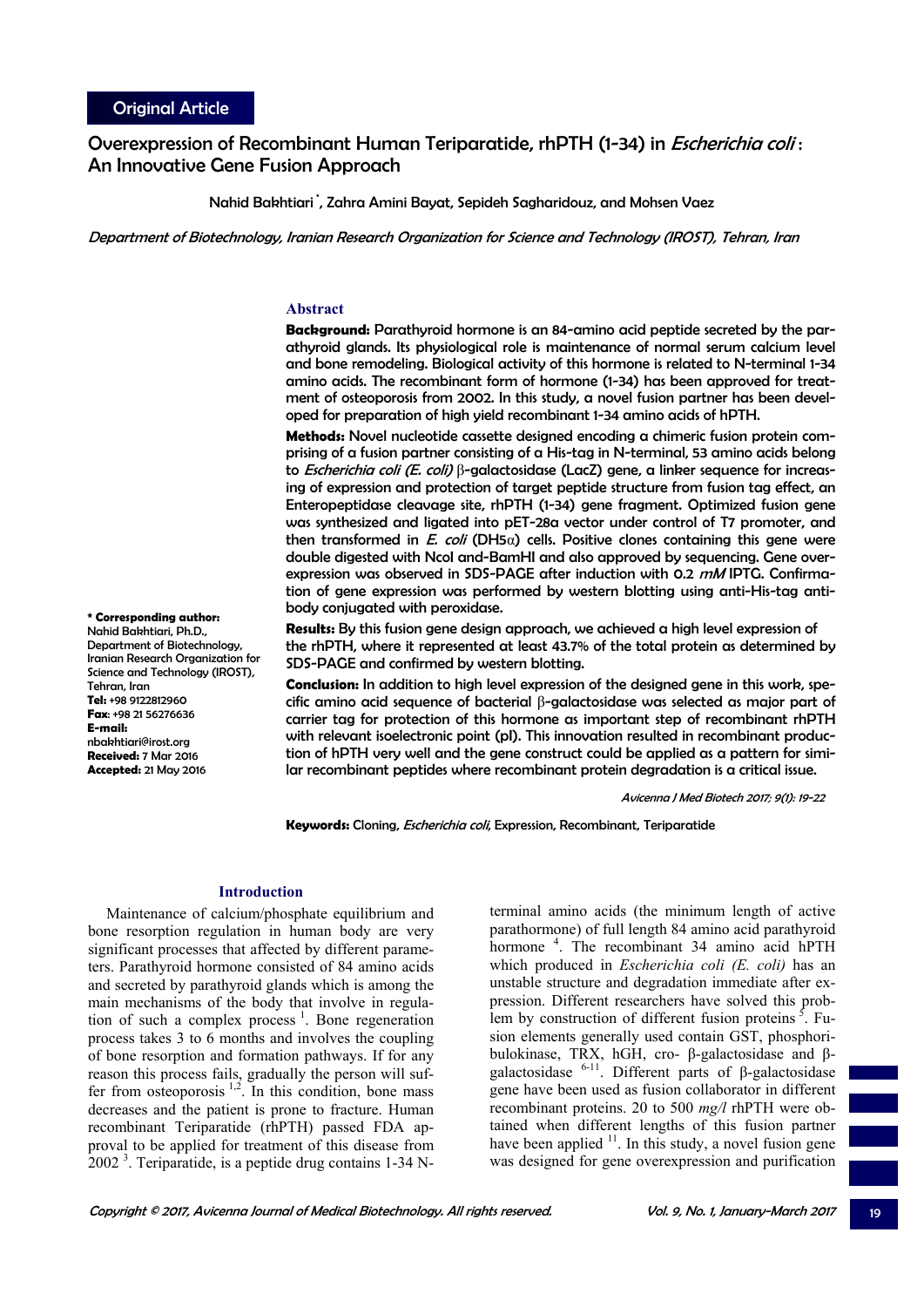Original Article

# Overexpression of Recombinant Human Teriparatide, rhPTH (1-34) in *Escherichia coli*: An Innovative Gene Fusion Approach

Nahid Bakhtiari [*], Zahra Amini Bayat, Sepideh Sagharidouz, and Mohsen Vaez

*Department of Biotechnology, Iranian Research Organization for Science and Technology (IROST), Tehran, Iran*

## Abstract

**Background:** Parathyroid hormone is an 84-amino acid peptide secreted by the parathyroid glands. Its physiological role is maintenance of normal serum calcium level and bone remodeling. Biological activity of this hormone is related to N-terminal 1-34 amino acids. The recombinant form of hormone (1-34) has been approved for treatment of osteoporosis from 2002. In this study, a novel fusion partner has been developed for preparation of high yield recombinant 1-34 amino acids of hPTH.

**Methods:** Novel nucleotide cassette designed encoding a chimeric fusion protein comprising of a fusion partner consisting of a His-tag in N-terminal, 53 amino acids belong to *Escherichia coli (E. coli)* β-galactosidase (LacZ) gene, a linker sequence for increasing of expression and protection of target peptide structure from fusion tag effect, an Enteropeptidase cleavage site, rhPTH (1-34) gene fragment. Optimized fusion gene was synthesized and ligated into pET-28a vector under control of T7 promoter, and then transformed in *E. coli* (DH5α) cells. Positive clones containing this gene were double digested with NcoI and-BamHI and also approved by sequencing. Gene overexpression was observed in SDS-PAGE after induction with 0.2 *mM* IPTG. Confirmation of gene expression was performed by western blotting using anti-His-tag antibody conjugated with peroxidase.

**Results:** By this fusion gene design approach, we achieved a high level expression of the rhPTH, where it represented at least 43.7% of the total protein as determined by SDS-PAGE and confirmed by western blotting.

**Conclusion:** In addition to high level expression of the designed gene in this work, specific amino acid sequence of bacterial β-galactosidase was selected as major part of carrier tag for protection of this hormone as important step of recombinant rhPTH with relevant isoelectronic point (pI). This innovation resulted in recombinant production of hPTH very well and the gene construct could be applied as a pattern for similar recombinant peptides where recombinant protein degradation is a critical issue.

*Avicenna J Med Biotech 2017; 9(1): 19-22*

**Keywords:** Cloning, *Escherichia coli*, Expression, Recombinant, Teriparatide

**\* Corresponding author:**
Nahid Bakhtiari, Ph.D.,
Department of Biotechnology, Iranian Research Organization for Science and Technology (IROST), Tehran, Iran
**Tel:** +98 9122812960
**Fax**: +98 21 56276636
**E-mail:** nbakhtiari@irost.org
**Received:** 7 Mar 2016
**Accepted:** 21 May 2016

## Introduction

Maintenance of calcium/phosphate equilibrium and bone resorption regulation in human body are very significant processes that affected by different parameters. Parathyroid hormone consisted of 84 amino acids and secreted by parathyroid glands which is among the main mechanisms of the body that involve in regulation of such a complex process [1]. Bone regeneration process takes 3 to 6 months and involves the coupling of bone resorption and formation pathways. If for any reason this process fails, gradually the person will suffer from osteoporosis [1,2]. In this condition, bone mass decreases and the patient is prone to fracture. Human recombinant Teriparatide (rhPTH) passed FDA approval to be applied for treatment of this disease from 2002 [3]. Teriparatide, is a peptide drug contains 1-34 N-terminal amino acids (the minimum length of active parathormone) of full length 84 amino acid parathyroid hormone [4]. The recombinant 34 amino acid hPTH which produced in *Escherichia coli (E. coli)* has an unstable structure and degradation immediate after expression. Different researchers have solved this problem by construction of different fusion proteins [5]. Fusion elements generally used contain GST, phosphoribulokinase, TRX, hGH, cro- β-galactosidase and β-galactosidase [6-11]. Different parts of β-galactosidase gene have been used as fusion collaborator in different recombinant proteins. 20 to 500 *mg/l* rhPTH were obtained when different lengths of this fusion partner have been applied [11]. In this study, a novel fusion gene was designed for gene overexpression and purification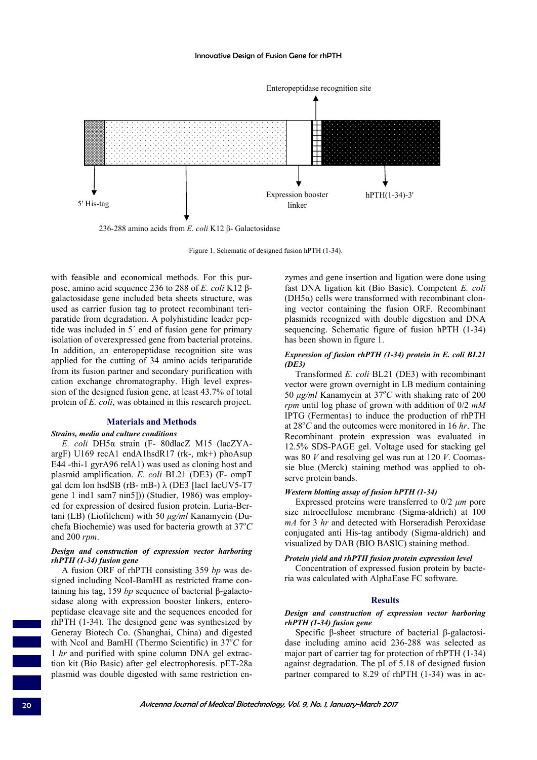Enteropeptidase recognition site

5' His-tag

236-288 amino acids from *E. coli* K12 β- Galactosidase

Expression booster linker

hPTH(1-34)-3'

Figure 1. Schematic of designed fusion hPTH (1-34).

with feasible and economical methods. For this purpose, amino acid sequence 236 to 288 of *E. coli* K12 β-galactosidase gene included beta sheets structure, was used as carrier fusion tag to protect recombinant teriparatide from degradation. A polyhistidine leader peptide was included in 5´ end of fusion gene for primary isolation of overexpressed gene from bacterial proteins. In addition, an enteropeptidase recognition site was applied for the cutting of 34 amino acids teriparatide from its fusion partner and secondary purification with cation exchange chromatography. High level expression of the designed fusion gene, at least 43.7% of total protein of *E. coli*, was obtained in this research project.

## Materials and Methods

### *Strains, media and culture conditions*

*E. coli* DH5α strain (F- 80dlacZ M15 (lacZYA-argF) U169 recA1 endA1hsdR17 (rk-, mk+) phoAsup E44 -thi-1 gyrA96 relA1) was used as cloning host and plasmid amplification. *E. coli* BL21 (DE3) (F- ompT gal dcm lon hsdSB (rB- mB-) λ (DE3 [lacI lacUV5-T7 gene 1 ind1 sam7 nin5])) (Studier, 1986) was employed for expression of desired fusion protein. Luria-Bertani (LB) (Liofilchem) with 50 *μg/ml* Kanamycin (Duchefa Biochemie) was used for bacteria growth at $37^oC$ and 200 *rpm*.

### *Design and construction of expression vector harboring rhPTH (1-34) fusion gene*

A fusion ORF of rhPTH consisting 359 *bp* was designed including NcoI-BamHI as restricted frame containing his tag, 159 *bp* sequence of bacterial β-galactosidase along with expression booster linkers, enteropeptidase cleavage site and the sequences encoded for rhPTH (1-34). The designed gene was synthesized by Generay Biotech Co. (Shanghai, China) and digested with NcoI and BamHI (Thermo Scientific) in $37^oC$ for 1 *hr* and purified with spine column DNA gel extraction kit (Bio Basic) after gel electrophoresis. pET-28a plasmid was double digested with same restriction enzymes and gene insertion and ligation were done using fast DNA ligation kit (Bio Basic). Competent *E. coli* (DH5α) cells were transformed with recombinant cloning vector containing the fusion ORF. Recombinant plasmids recognized with double digestion and DNA sequencing. Schematic figure of fusion hPTH (1-34) has been shown in figure 1.

### *Expression of fusion rhPTH (1-34) protein in E. coli BL21 (DE3)*

Transformed *E. coli* BL21 (DE3) with recombinant vector were grown overnight in LB medium containing 50 *μg/ml* Kanamycin at $37^oC$ with shaking rate of 200 *rpm* until log phase of grown with addition of 0/2 *mM* IPTG (Fermentas) to induce the production of rhPTH at $28^oC$ and the outcomes were monitored in 16 *hr*. The Recombinant protein expression was evaluated in 12.5% SDS-PAGE gel. Voltage used for stacking gel was 80 *V* and resolving gel was run at 120 *V*. Coomassie blue (Merck) staining method was applied to observe protein bands.

### *Western blotting assay of fusion hPTH (1-34)*

Expressed proteins were transferred to 0/2 *μm* pore size nitrocellulose membrane (Sigma-aldrich) at 100 *mA* for 3 *hr* and detected with Horseradish Peroxidase conjugated anti His-tag antibody (Sigma-aldrich) and visualized by DAB (BIO BASIC) staining method.

### *Protein yield and rhPTH fusion protein expression level*

Concentration of expressed fusion protein by bacteria was calculated with AlphaEase FC software.

## Results

### *Design and construction of expression vector harboring rhPTH (1-34) fusion gene*

Specific β-sheet structure of bacterial β-galactosidase including amino acid 236-288 was selected as major part of carrier tag for protection of rhPTH (1-34) against degradation. The pI of 5.18 of designed fusion partner compared to 8.29 of rhPTH (1-34) was in ac-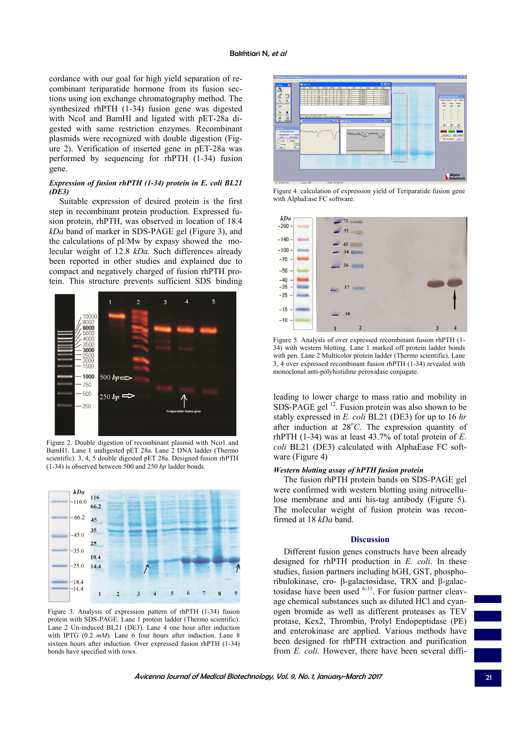cordance with our goal for high yield separation of recombinant teriparatide hormone from its fusion sections using ion exchange chromatography method. The synthesized rhPTH (1-34) fusion gene was digested with NcoI and BamHI and ligated with pET-28a digested with same restriction enzymes. Recombinant plasmids were recognized with double digestion (Figure 2). Verification of inserted gene in pET-28a was performed by sequencing for rhPTH (1-34) fusion gene.

***Expression of fusion rhPTH (1-34) protein in E. coli BL21 (DE3)***

Suitable expression of desired protein is the first step in recombinant protein production. Expressed fusion protein, rhPTH, was observed in location of 18.4 *kDa* band of marker in SDS-PAGE gel (Figure 3), and the calculations of pI/Mw by expasy showed the molecular weight of 12.8 *kDa*. Such differences already been reported in other studies and explained due to compact and negatively charged of fusion rhPTH protein. This structure prevents sufficient SDS binding

Figure 2. Double digestion of recombinant plasmid with Nco1 and BamH1. Lane 1 undigested pET 28a. Lane 2 DNA ladder (Thermo scientific). 3, 4, 5 double digested pET 28a. Designed fusion rhPTH (1-34) is observed between 500 and 250 *bp* ladder bonds.

Figure 3. Analysis of expression pattern of rhPTH (1-34) fusion protein with SDS-PAGE. Lane 1 protein ladder (Thermo scientific). Lane 2 Un-induced BL21 (DE3). Lane 4 one hour after induction with IPTG (0.2 *mM*). Lane 6 four hours after induction. Lane 8 sixteen hours after induction. Over expressed fusion rhPTH (1-34) bonds have specified with rows.

Figure 4. calculation of expression yield of Teriparatide fusion gene with AlphaEase FC software.

Figure 5. Analysis of over expressed recombinant fusion rhPTH (1-34) with western blotting. Lane 1 marked off protein ladder bonds with pen. Lane 2 Multicolor protein ladder (Thermo scientific). Lane 3, 4 over expressed recombinant fusion rhPTH (1-34) revealed with monoclonal anti-polyhistidine peroxidase conjugate.

leading to lower charge to mass ratio and mobility in SDS-PAGE gel [12]. Fusion protein was also shown to be stably expressed in *E. coli* BL21 (DE3) for up to 16 *hr* after induction at 28$^{o}$*C*. The expression quantity of rhPTH (1-34) was at least 43.7% of total protein of *E. coli* BL21 (DE3) calculated with AlphaEase FC software (Figure 4)

***Western blotting assay of hPTH fusion protein***

The fusion rhPTH protein bands on SDS-PAGE gel were confirmed with western blotting using nitrocellulose membrane and anti his-tag antibody (Figure 5). The molecular weight of fusion protein was reconfirmed at 18 *kDa* band.

## Discussion

Different fusion genes constructs have been already designed for rhPTH production in *E. coli*. In these studies, fusion partners including hGH, GST, phosphoribulokinase, cro- β-galactosidase, TRX and β-galactosidase have been used [6-11]. For fusion partner cleavage chemical substances such as diluted HCl and cyanogen bromide as well as different proteases as TEV protase, Kex2, Thrombin, Prolyl Endopeptidase (PE) and enterokinase are applied. Various methods have been designed for rhPTH extraction and purification from *E. coli*. However, there have been several diffi-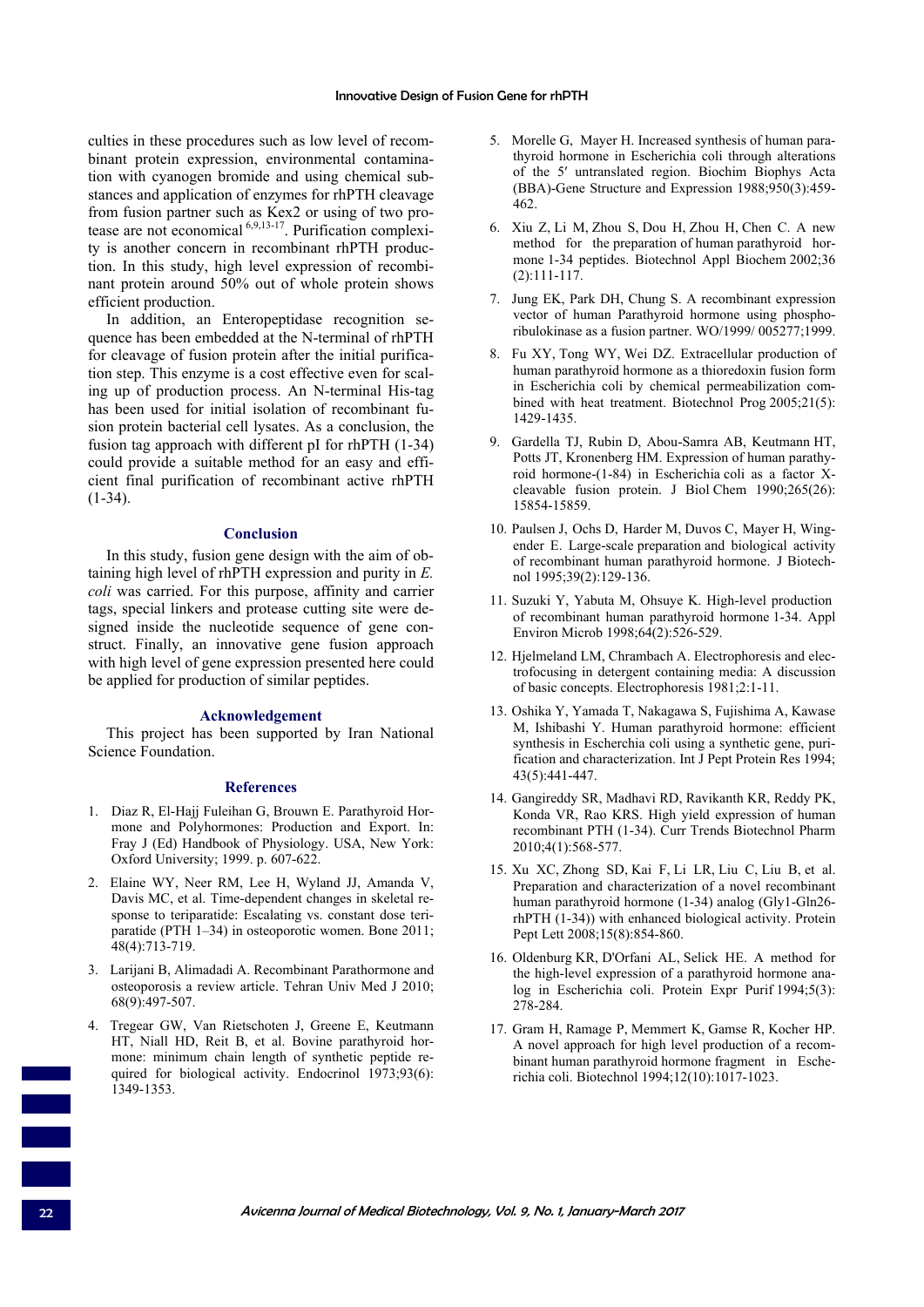culties in these procedures such as low level of recombinant protein expression, environmental contamination with cyanogen bromide and using chemical substances and application of enzymes for rhPTH cleavage from fusion partner such as Kex2 or using of two protease are not economical [6,9,13-17]. Purification complexity is another concern in recombinant rhPTH production. In this study, high level expression of recombinant protein around 50% out of whole protein shows efficient production.

In addition, an Enteropeptidase recognition sequence has been embedded at the N-terminal of rhPTH for cleavage of fusion protein after the initial purification step. This enzyme is a cost effective even for scaling up of production process. An N-terminal His-tag has been used for initial isolation of recombinant fusion protein bacterial cell lysates. As a conclusion, the fusion tag approach with different pI for rhPTH (1-34) could provide a suitable method for an easy and efficient final purification of recombinant active rhPTH (1-34).

## Conclusion

In this study, fusion gene design with the aim of obtaining high level of rhPTH expression and purity in *E. coli* was carried. For this purpose, affinity and carrier tags, special linkers and protease cutting site were designed inside the nucleotide sequence of gene construct. Finally, an innovative gene fusion approach with high level of gene expression presented here could be applied for production of similar peptides.

## Acknowledgement

This project has been supported by Iran National Science Foundation.

## References

1. Diaz R, El-Hajj Fuleihan G, Brouwn E. Parathyroid Hormone and Polyhormones: Production and Export. In: Fray J (Ed) Handbook of Physiology. USA, New York: Oxford University; 1999. p. 607-622.
2. Elaine WY, Neer RM, Lee H, Wyland JJ, Amanda V, Davis MC, et al. Time-dependent changes in skeletal response to teriparatide: Escalating vs. constant dose teriparatide (PTH 1–34) in osteoporotic women. Bone 2011; 48(4):713-719.
3. Larijani B, Alimadadi A. Recombinant Parathormone and osteoporosis a review article. Tehran Univ Med J 2010; 68(9):497-507.
4. Tregear GW, Van Rietschoten J, Greene E, Keutmann HT, Niall HD, Reit B, et al. Bovine parathyroid hormone: minimum chain length of synthetic peptide required for biological activity. Endocrinol 1973;93(6): 1349-1353.
5. Morelle G, Mayer H. Increased synthesis of human parathyroid hormone in Escherichia coli through alterations of the 5′ untranslated region. Biochim Biophys Acta (BBA)-Gene Structure and Expression 1988;950(3):459-462.
6. Xiu Z, Li M, Zhou S, Dou H, Zhou H, Chen C. A new method for the preparation of human parathyroid hormone 1-34 peptides. Biotechnol Appl Biochem 2002;36 (2):111-117.
7. Jung EK, Park DH, Chung S. A recombinant expression vector of human Parathyroid hormone using phosphoribulokinase as a fusion partner. WO/1999/ 005277;1999.
8. Fu XY, Tong WY, Wei DZ. Extracellular production of human parathyroid hormone as a thioredoxin fusion form in Escherichia coli by chemical permeabilization combined with heat treatment. Biotechnol Prog 2005;21(5): 1429-1435.
9. Gardella TJ, Rubin D, Abou-Samra AB, Keutmann HT, Potts JT, Kronenberg HM. Expression of human parathyroid hormone-(1-84) in Escherichia coli as a factor X-cleavable fusion protein. J Biol Chem 1990;265(26): 15854-15859.
10. Paulsen J, Ochs D, Harder M, Duvos C, Mayer H, Wingender E. Large-scale preparation and biological activity of recombinant human parathyroid hormone. J Biotechnol 1995;39(2):129-136.
11. Suzuki Y, Yabuta M, Ohsuye K. High-level production of recombinant human parathyroid hormone 1-34. Appl Environ Microb 1998;64(2):526-529.
12. Hjelmeland LM, Chrambach A. Electrophoresis and electrofocusing in detergent containing media: A discussion of basic concepts. Electrophoresis 1981;2:1-11.
13. Oshika Y, Yamada T, Nakagawa S, Fujishima A, Kawase M, Ishibashi Y. Human parathyroid hormone: efficient synthesis in Escherchia coli using a synthetic gene, purification and characterization. Int J Pept Protein Res 1994; 43(5):441-447.
14. Gangireddy SR, Madhavi RD, Ravikanth KR, Reddy PK, Konda VR, Rao KRS. High yield expression of human recombinant PTH (1-34). Curr Trends Biotechnol Pharm 2010;4(1):568-577.
15. Xu XC, Zhong SD, Kai F, Li LR, Liu C, Liu B, et al. Preparation and characterization of a novel recombinant human parathyroid hormone (1-34) analog (Gly1-Gln26-rhPTH (1-34)) with enhanced biological activity. Protein Pept Lett 2008;15(8):854-860.
16. Oldenburg KR, D'Orfani AL, Selick HE. A method for the high-level expression of a parathyroid hormone analog in Escherichia coli. Protein Expr Purif 1994;5(3): 278-284.
17. Gram H, Ramage P, Memmert K, Gamse R, Kocher HP. A novel approach for high level production of a recombinant human parathyroid hormone fragment in Escherichia coli. Biotechnol 1994;12(10):1017-1023.